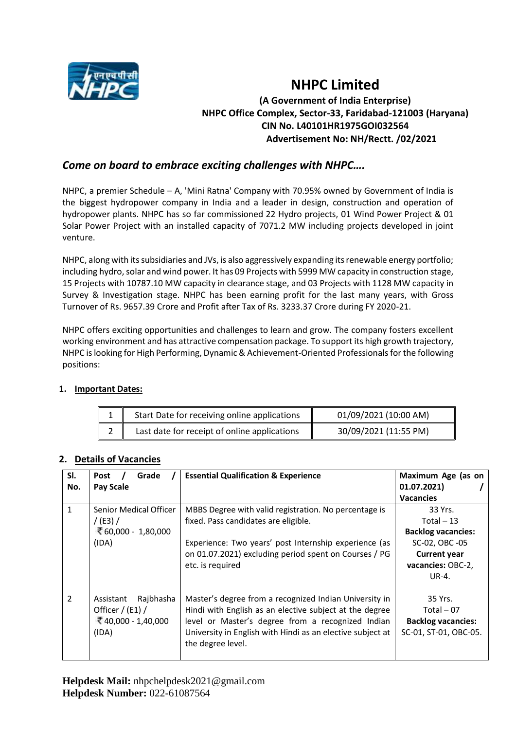# NHPC Limited

**(A Government of India Enterprise)**
**NHPC Office Complex, Sector-33, Faridabad-121003 (Haryana)**
**CIN No. L40101HR1975GOI032564**
**Advertisement No: NH/Rectt. /02/2021**

## *Come on board to embrace exciting challenges with NHPC….*

NHPC, a premier Schedule – A, 'Mini Ratna' Company with 70.95% owned by Government of India is the biggest hydropower company in India and a leader in design, construction and operation of hydropower plants. NHPC has so far commissioned 22 Hydro projects, 01 Wind Power Project & 01 Solar Power Project with an installed capacity of 7071.2 MW including projects developed in joint venture.

NHPC, along with its subsidiaries and JVs, is also aggressively expanding its renewable energy portfolio; including hydro, solar and wind power. It has 09 Projects with 5999 MW capacity in construction stage, 15 Projects with 10787.10 MW capacity in clearance stage, and 03 Projects with 1128 MW capacity in Survey & Investigation stage. NHPC has been earning profit for the last many years, with Gross Turnover of Rs. 9657.39 Crore and Profit after Tax of Rs. 3233.37 Crore during FY 2020-21.

NHPC offers exciting opportunities and challenges to learn and grow. The company fosters excellent working environment and has attractive compensation package. To support its high growth trajectory, NHPC is looking for High Performing, Dynamic & Achievement-Oriented Professionals for the following positions:

### 1. Important Dates:

| 1 | Start Date for receiving online applications | 01/09/2021 (10:00 AM) |
|---|---|---|
| 2 | Last date for receipt of online applications | 30/09/2021 (11:55 PM) |

### 2. Details of Vacancies

| Sl. No. | Post / Grade / Pay Scale | Essential Qualification & Experience | Maximum Age (as on 01.07.2021) / Vacancies |
|---|---|---|---|
| 1 | Senior Medical Officer / (E3) / ₹ 60,000 - 1,80,000 (IDA) | MBBS Degree with valid registration. No percentage is fixed. Pass candidates are eligible.<br><br>Experience: Two years' post Internship experience (as on 01.07.2021) excluding period spent on Courses / PG etc. is required | 33 Yrs.<br>Total – 13<br>**Backlog vacancies:** SC-02, OBC -05<br>**Current year vacancies:** OBC-2, UR-4. |
| 2 | Assistant Rajbhasha Officer / (E1) / ₹ 40,000 - 1,40,000 (IDA) | Master's degree from a recognized Indian University in Hindi with English as an elective subject at the degree level or Master's degree from a recognized Indian University in English with Hindi as an elective subject at the degree level. | 35 Yrs.<br>Total – 07<br>**Backlog vacancies:** SC-01, ST-01, OBC-05. |

**Helpdesk Mail:** nhpchelpdesk2021@gmail.com
**Helpdesk Number:** 022-61087564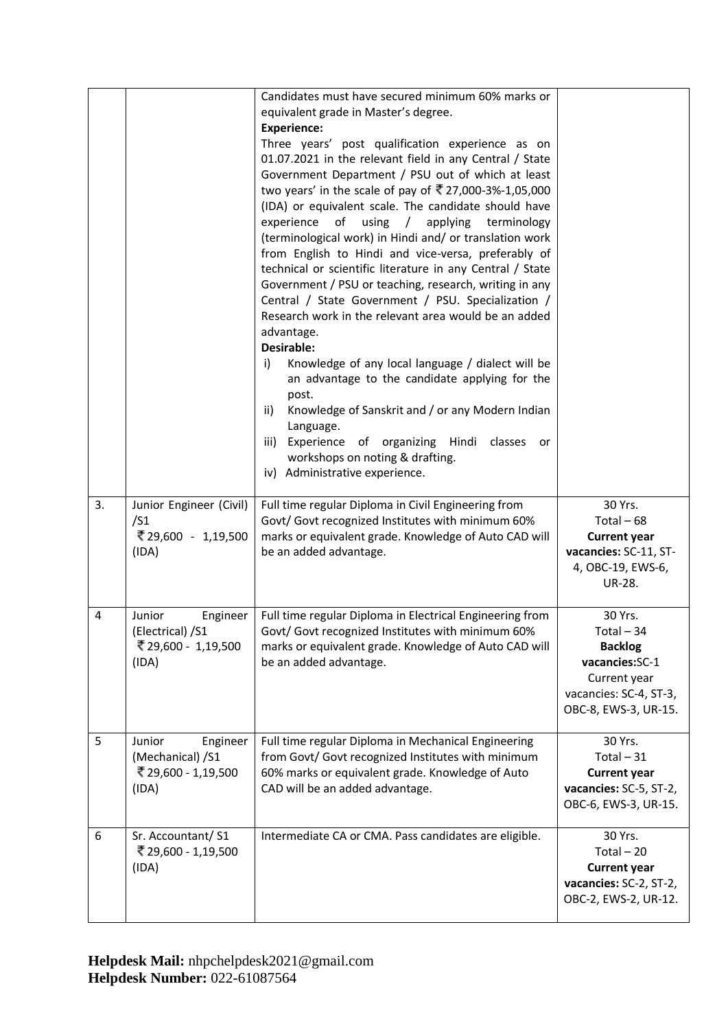| | | | |
|---|---|---|---|
| | | Candidates must have secured minimum 60% marks or equivalent grade in Master's degree.<br>**Experience:**<br>Three years' post qualification experience as on 01.07.2021 in the relevant field in any Central / State Government Department / PSU out of which at least two years' in the scale of pay of ₹27,000-3%-1,05,000 (IDA) or equivalent scale. The candidate should have experience of using / applying terminology (terminological work) in Hindi and/ or translation work from English to Hindi and vice-versa, preferably of technical or scientific literature in any Central / State Government / PSU or teaching, research, writing in any Central / State Government / PSU. Specialization / Research work in the relevant area would be an added advantage.<br>**Desirable:**<br>i) Knowledge of any local language / dialect will be an advantage to the candidate applying for the post.<br>ii) Knowledge of Sanskrit and / or any Modern Indian Language.<br>iii) Experience of organizing Hindi classes or workshops on noting & drafting.<br>iv) Administrative experience. | |
| 3. | Junior Engineer (Civil) /S1<br>₹29,600 - 1,19,500 (IDA) | Full time regular Diploma in Civil Engineering from Govt/ Govt recognized Institutes with minimum 60% marks or equivalent grade. Knowledge of Auto CAD will be an added advantage. | 30 Yrs.<br>Total – 68<br>**Current year vacancies:** SC-11, ST-4, OBC-19, EWS-6, UR-28. |
| 4 | Junior Engineer (Electrical) /S1<br>₹29,600 - 1,19,500 (IDA) | Full time regular Diploma in Electrical Engineering from Govt/ Govt recognized Institutes with minimum 60% marks or equivalent grade. Knowledge of Auto CAD will be an added advantage. | 30 Yrs.<br>Total – 34<br>**Backlog vacancies:**SC-1<br>Current year vacancies: SC-4, ST-3, OBC-8, EWS-3, UR-15. |
| 5 | Junior Engineer (Mechanical) /S1<br>₹29,600 - 1,19,500 (IDA) | Full time regular Diploma in Mechanical Engineering from Govt/ Govt recognized Institutes with minimum 60% marks or equivalent grade. Knowledge of Auto CAD will be an added advantage. | 30 Yrs.<br>Total – 31<br>**Current year vacancies:** SC-5, ST-2, OBC-6, EWS-3, UR-15. |
| 6 | Sr. Accountant/ S1<br>₹29,600 - 1,19,500 (IDA) | Intermediate CA or CMA. Pass candidates are eligible. | 30 Yrs.<br>Total – 20<br>**Current year vacancies:** SC-2, ST-2, OBC-2, EWS-2, UR-12. |

**Helpdesk Mail:** nhpchelpdesk2021@gmail.com
**Helpdesk Number:** 022-61087564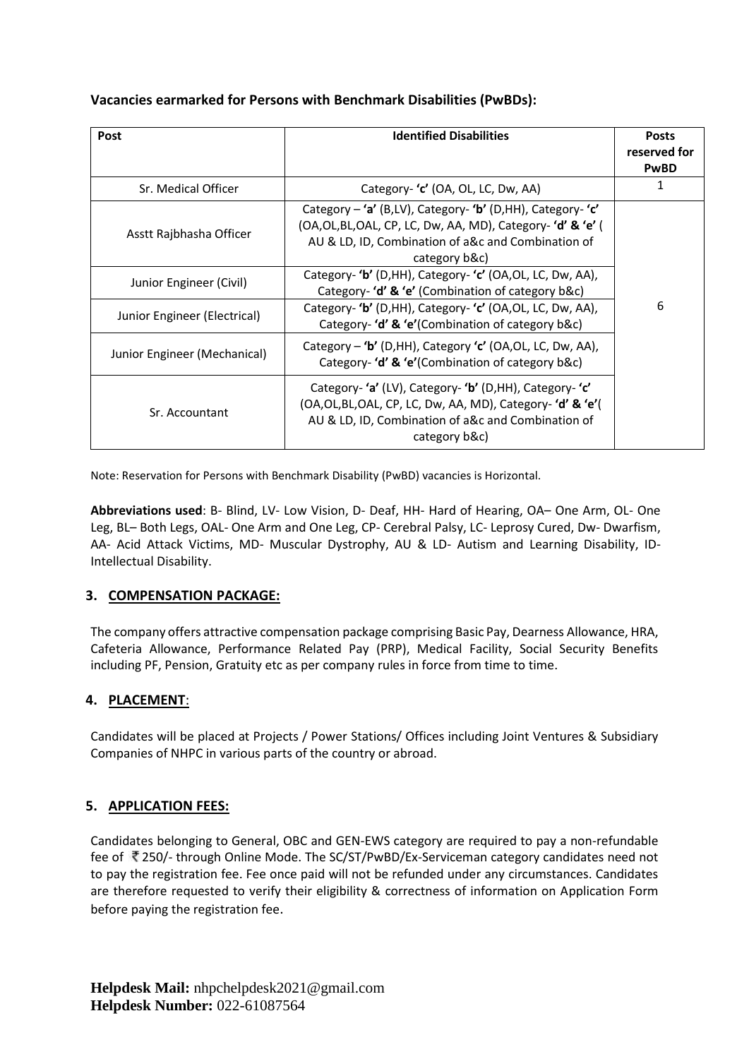**Vacancies earmarked for Persons with Benchmark Disabilities (PwBDs):**

| Post | Identified Disabilities | Posts reserved for PwBD |
|---|---|---|
| Sr. Medical Officer | Category- **'c'** (OA, OL, LC, Dw, AA) | 1 |
| Asstt Rajbhasha Officer | Category – **'a'** (B,LV), Category- **'b'** (D,HH), Category- **'c'** (OA,OL,BL,OAL, CP, LC, Dw, AA, MD), Category- **'d' & 'e'** ( AU & LD, ID, Combination of a&c and Combination of category b&c) | 6 |
| Junior Engineer (Civil) | Category- **'b'** (D,HH), Category- **'c'** (OA,OL, LC, Dw, AA), Category- **'d' & 'e'** (Combination of category b&c) | |
| Junior Engineer (Electrical) | Category- **'b'** (D,HH), Category- **'c'** (OA,OL, LC, Dw, AA), Category- **'d' & 'e'**(Combination of category b&c) | |
| Junior Engineer (Mechanical) | Category – **'b'** (D,HH), Category **'c'** (OA,OL, LC, Dw, AA), Category- **'d' & 'e'**(Combination of category b&c) | |
| Sr. Accountant | Category- **'a'** (LV), Category- **'b'** (D,HH), Category- **'c'** (OA,OL,BL,OAL, CP, LC, Dw, AA, MD), Category- **'d' & 'e'**( AU & LD, ID, Combination of a&c and Combination of category b&c) | |

Note: Reservation for Persons with Benchmark Disability (PwBD) vacancies is Horizontal.

**Abbreviations used**: B- Blind, LV- Low Vision, D- Deaf, HH- Hard of Hearing, OA– One Arm, OL- One Leg, BL– Both Legs, OAL- One Arm and One Leg, CP- Cerebral Palsy, LC- Leprosy Cured, Dw- Dwarfism, AA- Acid Attack Victims, MD- Muscular Dystrophy, AU & LD- Autism and Learning Disability, ID- Intellectual Disability.

## 3. COMPENSATION PACKAGE:

The company offers attractive compensation package comprising Basic Pay, Dearness Allowance, HRA, Cafeteria Allowance, Performance Related Pay (PRP), Medical Facility, Social Security Benefits including PF, Pension, Gratuity etc as per company rules in force from time to time.

## 4. PLACEMENT:

Candidates will be placed at Projects / Power Stations/ Offices including Joint Ventures & Subsidiary Companies of NHPC in various parts of the country or abroad.

## 5. APPLICATION FEES:

Candidates belonging to General, OBC and GEN-EWS category are required to pay a non-refundable fee of ₹ 250/- through Online Mode. The SC/ST/PwBD/Ex-Serviceman category candidates need not to pay the registration fee. Fee once paid will not be refunded under any circumstances. Candidates are therefore requested to verify their eligibility & correctness of information on Application Form before paying the registration fee.

**Helpdesk Mail:** nhpchelpdesk2021@gmail.com
**Helpdesk Number:** 022-61087564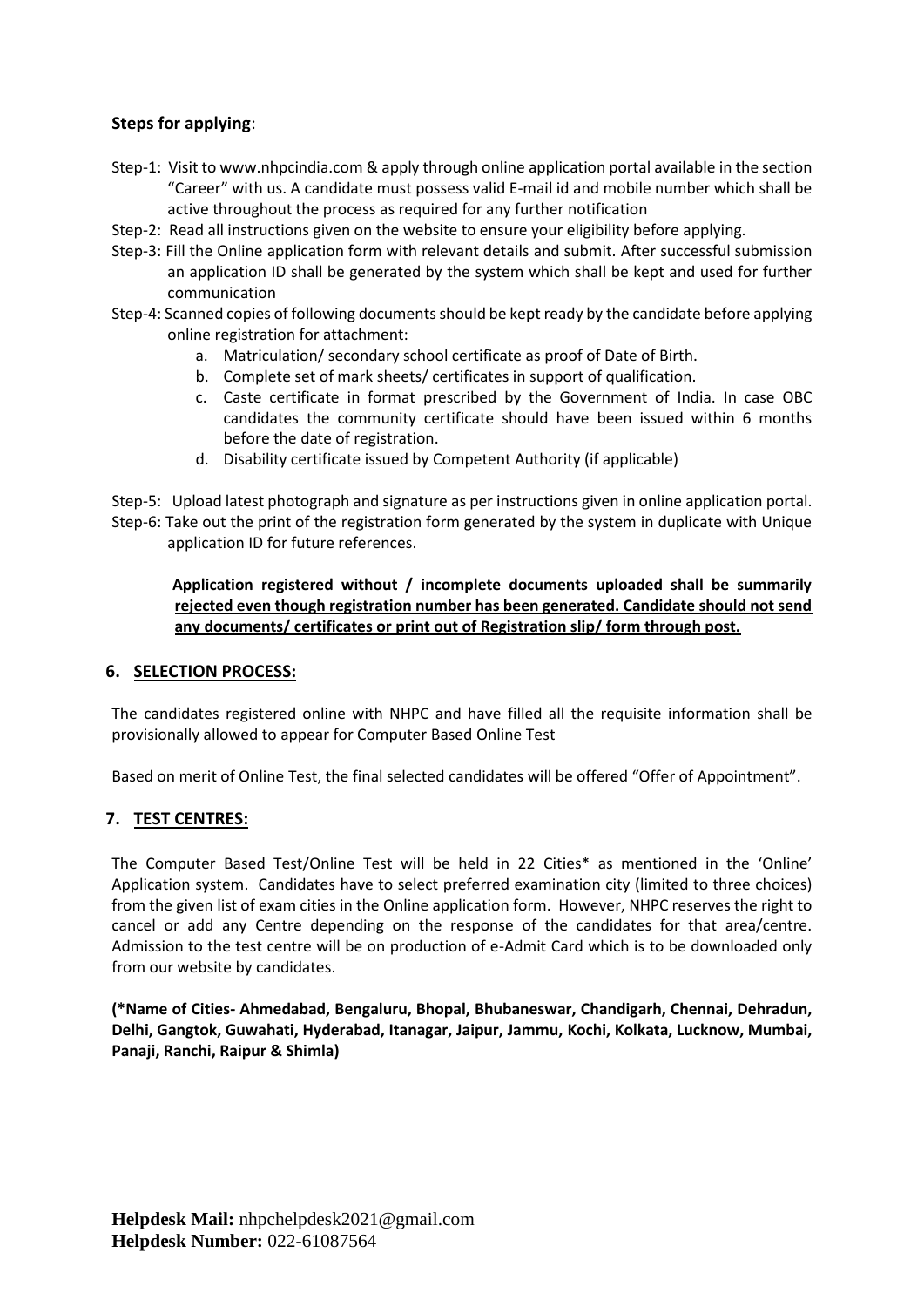**Steps for applying**:

Step-1: Visit to www.nhpcindia.com & apply through online application portal available in the section "Career" with us. A candidate must possess valid E-mail id and mobile number which shall be active throughout the process as required for any further notification

Step-2: Read all instructions given on the website to ensure your eligibility before applying.

Step-3: Fill the Online application form with relevant details and submit. After successful submission an application ID shall be generated by the system which shall be kept and used for further communication

Step-4: Scanned copies of following documents should be kept ready by the candidate before applying online registration for attachment:

a. Matriculation/ secondary school certificate as proof of Date of Birth.
b. Complete set of mark sheets/ certificates in support of qualification.
c. Caste certificate in format prescribed by the Government of India. In case OBC candidates the community certificate should have been issued within 6 months before the date of registration.
d. Disability certificate issued by Competent Authority (if applicable)

Step-5: Upload latest photograph and signature as per instructions given in online application portal.

Step-6: Take out the print of the registration form generated by the system in duplicate with Unique application ID for future references.

**Application registered without / incomplete documents uploaded shall be summarily rejected even though registration number has been generated. Candidate should not send any documents/ certificates or print out of Registration slip/ form through post.**

## 6. SELECTION PROCESS:

The candidates registered online with NHPC and have filled all the requisite information shall be provisionally allowed to appear for Computer Based Online Test

Based on merit of Online Test, the final selected candidates will be offered "Offer of Appointment".

## 7. TEST CENTRES:

The Computer Based Test/Online Test will be held in 22 Cities* as mentioned in the 'Online' Application system. Candidates have to select preferred examination city (limited to three choices) from the given list of exam cities in the Online application form. However, NHPC reserves the right to cancel or add any Centre depending on the response of the candidates for that area/centre. Admission to the test centre will be on production of e-Admit Card which is to be downloaded only from our website by candidates.

**(*Name of Cities- Ahmedabad, Bengaluru, Bhopal, Bhubaneswar, Chandigarh, Chennai, Dehradun, Delhi, Gangtok, Guwahati, Hyderabad, Itanagar, Jaipur, Jammu, Kochi, Kolkata, Lucknow, Mumbai, Panaji, Ranchi, Raipur & Shimla)**

**Helpdesk Mail:** nhpchelpdesk2021@gmail.com
**Helpdesk Number:** 022-61087564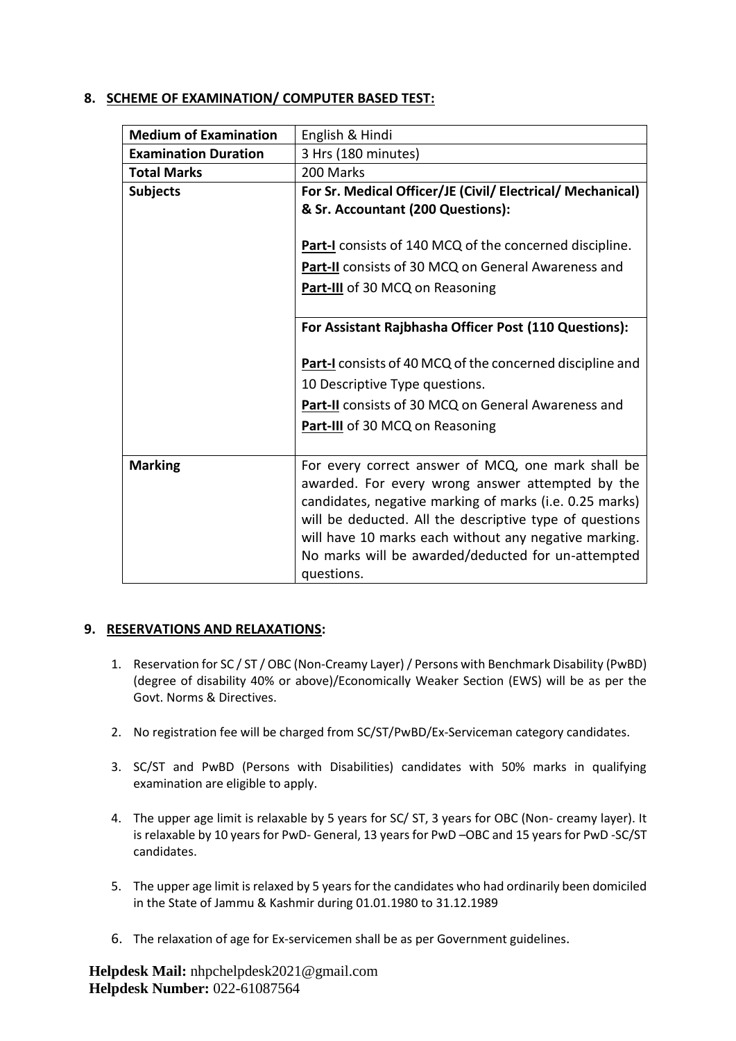## 8. SCHEME OF EXAMINATION/ COMPUTER BASED TEST:

| **Medium of Examination** | English & Hindi |
|---|---|
| **Examination Duration** | 3 Hrs (180 minutes) |
| **Total Marks** | 200 Marks |
| **Subjects** | **For Sr. Medical Officer/JE (Civil/ Electrical/ Mechanical) & Sr. Accountant (200 Questions):**<br><br>**Part-I** consists of 140 MCQ of the concerned discipline.<br>**Part-II** consists of 30 MCQ on General Awareness and<br>**Part-III** of 30 MCQ on Reasoning |
| | **For Assistant Rajbhasha Officer Post (110 Questions):**<br><br>**Part-I** consists of 40 MCQ of the concerned discipline and 10 Descriptive Type questions.<br>**Part-II** consists of 30 MCQ on General Awareness and<br>**Part-III** of 30 MCQ on Reasoning |
| **Marking** | For every correct answer of MCQ, one mark shall be awarded. For every wrong answer attempted by the candidates, negative marking of marks (i.e. 0.25 marks) will be deducted. All the descriptive type of questions will have 10 marks each without any negative marking. No marks will be awarded/deducted for un-attempted questions. |

## 9. RESERVATIONS AND RELAXATIONS:

1. Reservation for SC / ST / OBC (Non-Creamy Layer) / Persons with Benchmark Disability (PwBD) (degree of disability 40% or above)/Economically Weaker Section (EWS) will be as per the Govt. Norms & Directives.
2. No registration fee will be charged from SC/ST/PwBD/Ex-Serviceman category candidates.
3. SC/ST and PwBD (Persons with Disabilities) candidates with 50% marks in qualifying examination are eligible to apply.
4. The upper age limit is relaxable by 5 years for SC/ ST, 3 years for OBC (Non- creamy layer). It is relaxable by 10 years for PwD- General, 13 years for PwD –OBC and 15 years for PwD -SC/ST candidates.
5. The upper age limit is relaxed by 5 years for the candidates who had ordinarily been domiciled in the State of Jammu & Kashmir during 01.01.1980 to 31.12.1989
6. The relaxation of age for Ex-servicemen shall be as per Government guidelines.

**Helpdesk Mail:** nhpchelpdesk2021@gmail.com
**Helpdesk Number:** 022-61087564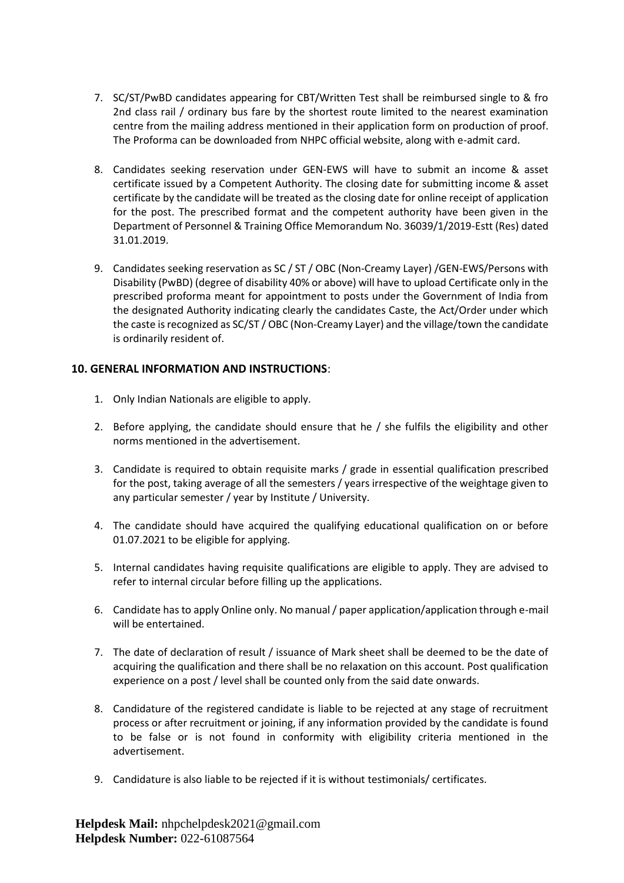7. SC/ST/PwBD candidates appearing for CBT/Written Test shall be reimbursed single to & fro 2nd class rail / ordinary bus fare by the shortest route limited to the nearest examination centre from the mailing address mentioned in their application form on production of proof. The Proforma can be downloaded from NHPC official website, along with e-admit card.

8. Candidates seeking reservation under GEN-EWS will have to submit an income & asset certificate issued by a Competent Authority. The closing date for submitting income & asset certificate by the candidate will be treated as the closing date for online receipt of application for the post. The prescribed format and the competent authority have been given in the Department of Personnel & Training Office Memorandum No. 36039/1/2019-Estt (Res) dated 31.01.2019.

9. Candidates seeking reservation as SC / ST / OBC (Non-Creamy Layer) /GEN-EWS/Persons with Disability (PwBD) (degree of disability 40% or above) will have to upload Certificate only in the prescribed proforma meant for appointment to posts under the Government of India from the designated Authority indicating clearly the candidates Caste, the Act/Order under which the caste is recognized as SC/ST / OBC (Non-Creamy Layer) and the village/town the candidate is ordinarily resident of.

### 10. GENERAL INFORMATION AND INSTRUCTIONS:

1. Only Indian Nationals are eligible to apply.

2. Before applying, the candidate should ensure that he / she fulfils the eligibility and other norms mentioned in the advertisement.

3. Candidate is required to obtain requisite marks / grade in essential qualification prescribed for the post, taking average of all the semesters / years irrespective of the weightage given to any particular semester / year by Institute / University.

4. The candidate should have acquired the qualifying educational qualification on or before 01.07.2021 to be eligible for applying.

5. Internal candidates having requisite qualifications are eligible to apply. They are advised to refer to internal circular before filling up the applications.

6. Candidate has to apply Online only. No manual / paper application/application through e-mail will be entertained.

7. The date of declaration of result / issuance of Mark sheet shall be deemed to be the date of acquiring the qualification and there shall be no relaxation on this account. Post qualification experience on a post / level shall be counted only from the said date onwards.

8. Candidature of the registered candidate is liable to be rejected at any stage of recruitment process or after recruitment or joining, if any information provided by the candidate is found to be false or is not found in conformity with eligibility criteria mentioned in the advertisement.

9. Candidature is also liable to be rejected if it is without testimonials/ certificates.

**Helpdesk Mail:** nhpchelpdesk2021@gmail.com
**Helpdesk Number:** 022-61087564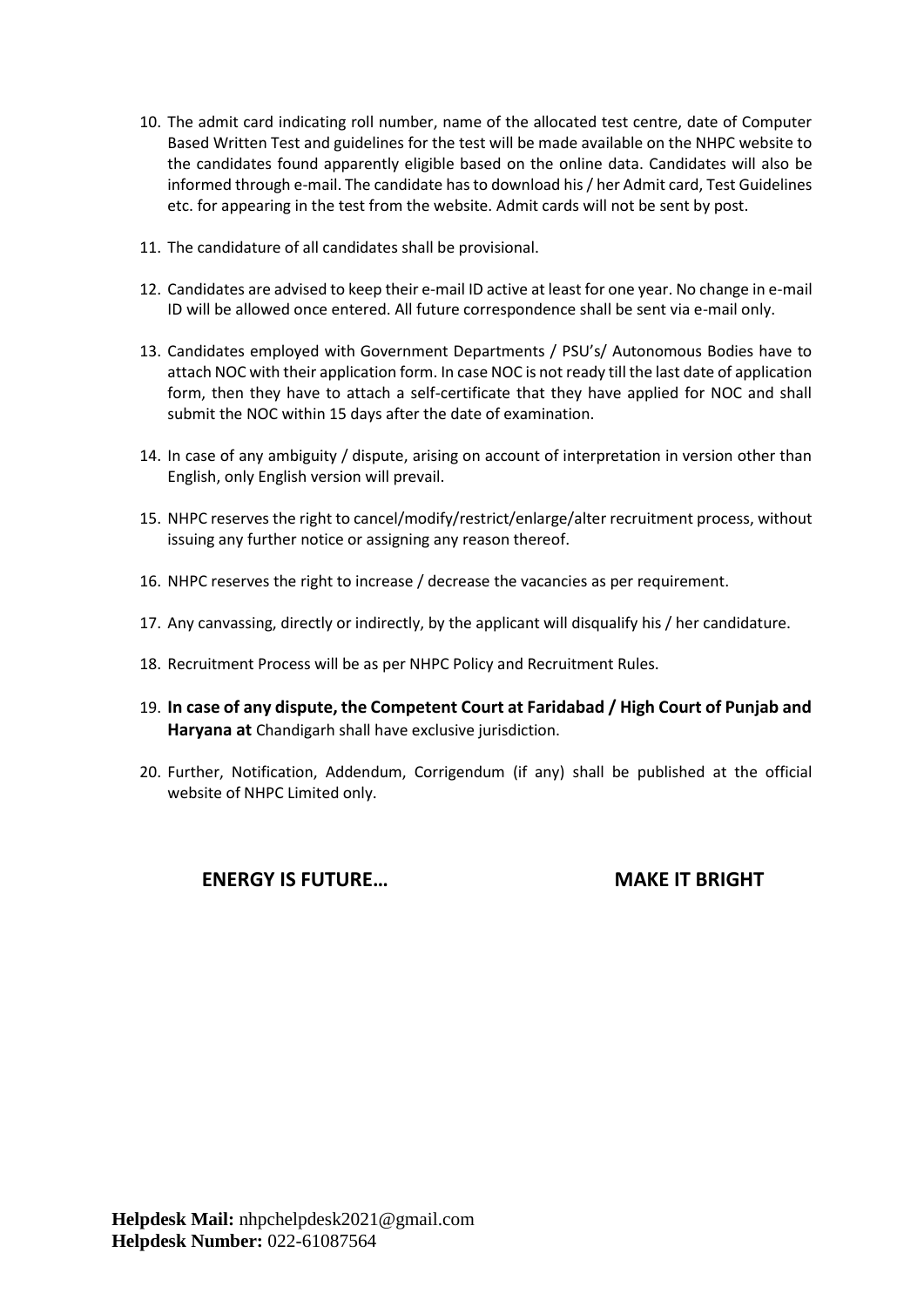10. The admit card indicating roll number, name of the allocated test centre, date of Computer Based Written Test and guidelines for the test will be made available on the NHPC website to the candidates found apparently eligible based on the online data. Candidates will also be informed through e-mail. The candidate has to download his / her Admit card, Test Guidelines etc. for appearing in the test from the website. Admit cards will not be sent by post.

11. The candidature of all candidates shall be provisional.

12. Candidates are advised to keep their e-mail ID active at least for one year. No change in e-mail ID will be allowed once entered. All future correspondence shall be sent via e-mail only.

13. Candidates employed with Government Departments / PSU's/ Autonomous Bodies have to attach NOC with their application form. In case NOC is not ready till the last date of application form, then they have to attach a self-certificate that they have applied for NOC and shall submit the NOC within 15 days after the date of examination.

14. In case of any ambiguity / dispute, arising on account of interpretation in version other than English, only English version will prevail.

15. NHPC reserves the right to cancel/modify/restrict/enlarge/alter recruitment process, without issuing any further notice or assigning any reason thereof.

16. NHPC reserves the right to increase / decrease the vacancies as per requirement.

17. Any canvassing, directly or indirectly, by the applicant will disqualify his / her candidature.

18. Recruitment Process will be as per NHPC Policy and Recruitment Rules.

19. **In case of any dispute, the Competent Court at Faridabad / High Court of Punjab and Haryana at** Chandigarh shall have exclusive jurisdiction.

20. Further, Notification, Addendum, Corrigendum (if any) shall be published at the official website of NHPC Limited only.

**ENERGY IS FUTURE… MAKE IT BRIGHT**

**Helpdesk Mail:** nhpchelpdesk2021@gmail.com
**Helpdesk Number:** 022-61087564